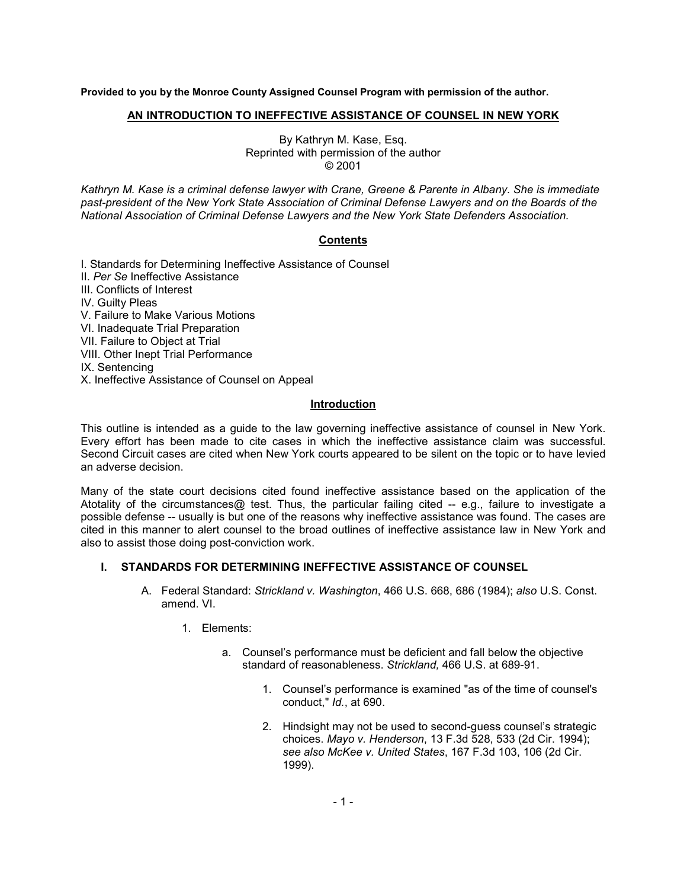**Provided to you by the Monroe County Assigned Counsel Program with permission of the author.**

# AN INTRODUCTION TO INEFFECTIVE ASSISTANCE OF COUNSEL IN NEW YORK

By Kathryn M. Kase, Esq.
Reprinted with permission of the author
© 2001

*Kathryn M. Kase is a criminal defense lawyer with Crane, Greene & Parente in Albany. She is immediate past-president of the New York State Association of Criminal Defense Lawyers and on the Boards of the National Association of Criminal Defense Lawyers and the New York State Defenders Association.*

## Contents

I. Standards for Determining Ineffective Assistance of Counsel
II. *Per Se* Ineffective Assistance
III. Conflicts of Interest
IV. Guilty Pleas
V. Failure to Make Various Motions
VI. Inadequate Trial Preparation
VII. Failure to Object at Trial
VIII. Other Inept Trial Performance
IX. Sentencing
X. Ineffective Assistance of Counsel on Appeal

## Introduction

This outline is intended as a guide to the law governing ineffective assistance of counsel in New York. Every effort has been made to cite cases in which the ineffective assistance claim was successful. Second Circuit cases are cited when New York courts appeared to be silent on the topic or to have levied an adverse decision.

Many of the state court decisions cited found ineffective assistance based on the application of the Atotality of the circumstances@ test. Thus, the particular failing cited -- e.g., failure to investigate a possible defense -- usually is but one of the reasons why ineffective assistance was found. The cases are cited in this manner to alert counsel to the broad outlines of ineffective assistance law in New York and also to assist those doing post-conviction work.

## I. STANDARDS FOR DETERMINING INEFFECTIVE ASSISTANCE OF COUNSEL

A. Federal Standard: *Strickland v. Washington*, 466 U.S. 668, 686 (1984); *also* U.S. Const. amend. VI.

1. Elements:

   a. Counsel's performance must be deficient and fall below the objective standard of reasonableness. *Strickland,* 466 U.S. at 689-91.

      1. Counsel's performance is examined "as of the time of counsel's conduct," *Id.*, at 690.

      2. Hindsight may not be used to second-guess counsel's strategic choices. *Mayo v. Henderson*, 13 F.3d 528, 533 (2d Cir. 1994); *see also McKee v. United States*, 167 F.3d 103, 106 (2d Cir. 1999).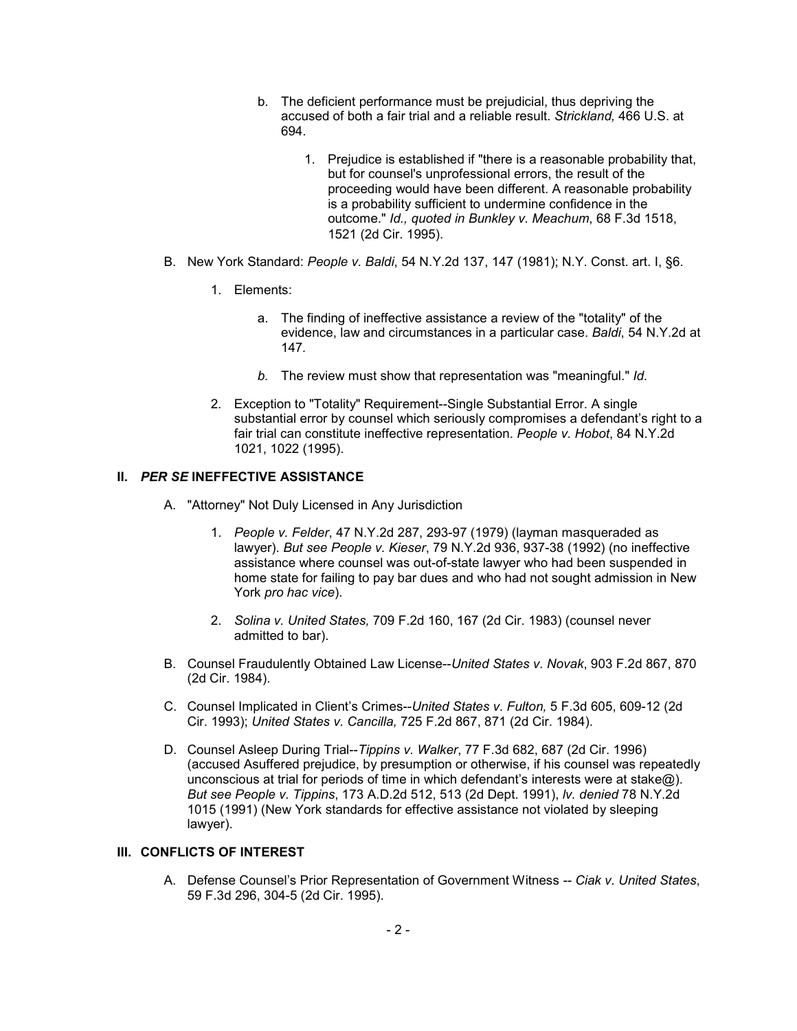b. The deficient performance must be prejudicial, thus depriving the accused of both a fair trial and a reliable result. *Strickland,* 466 U.S. at 694.

1. Prejudice is established if "there is a reasonable probability that, but for counsel's unprofessional errors, the result of the proceeding would have been different. A reasonable probability is a probability sufficient to undermine confidence in the outcome." *Id., quoted in Bunkley v. Meachum*, 68 F.3d 1518, 1521 (2d Cir. 1995).

B. New York Standard: *People v. Baldi*, 54 N.Y.2d 137, 147 (1981); N.Y. Const. art. I, §6.

1. Elements:

a. The finding of ineffective assistance a review of the "totality" of the evidence, law and circumstances in a particular case. *Baldi*, 54 N.Y.2d at 147.

*b.* The review must show that representation was "meaningful." *Id.*

2. Exception to "Totality" Requirement--Single Substantial Error. A single substantial error by counsel which seriously compromises a defendant's right to a fair trial can constitute ineffective representation. *People v. Hobot*, 84 N.Y.2d 1021, 1022 (1995).

## II. *PER SE* INEFFECTIVE ASSISTANCE

A. "Attorney" Not Duly Licensed in Any Jurisdiction

1. *People v. Felder*, 47 N.Y.2d 287, 293-97 (1979) (layman masqueraded as lawyer). *But see People v. Kieser*, 79 N.Y.2d 936, 937-38 (1992) (no ineffective assistance where counsel was out-of-state lawyer who had been suspended in home state for failing to pay bar dues and who had not sought admission in New York *pro hac vice*).

2. *Solina v. United States,* 709 F.2d 160, 167 (2d Cir. 1983) (counsel never admitted to bar).

B. Counsel Fraudulently Obtained Law License--*United States v. Novak*, 903 F.2d 867, 870 (2d Cir. 1984).

C. Counsel Implicated in Client's Crimes--*United States v. Fulton,* 5 F.3d 605, 609-12 (2d Cir. 1993); *United States v. Cancilla,* 725 F.2d 867, 871 (2d Cir. 1984).

D. Counsel Asleep During Trial--*Tippins v. Walker*, 77 F.3d 682, 687 (2d Cir. 1996) (accused Asuffered prejudice, by presumption or otherwise, if his counsel was repeatedly unconscious at trial for periods of time in which defendant's interests were at stake@). *But see People v. Tippins*, 173 A.D.2d 512, 513 (2d Dept. 1991), *lv. denied* 78 N.Y.2d 1015 (1991) (New York standards for effective assistance not violated by sleeping lawyer).

## III. CONFLICTS OF INTEREST

A. Defense Counsel's Prior Representation of Government Witness -- *Ciak v. United States*, 59 F.3d 296, 304-5 (2d Cir. 1995).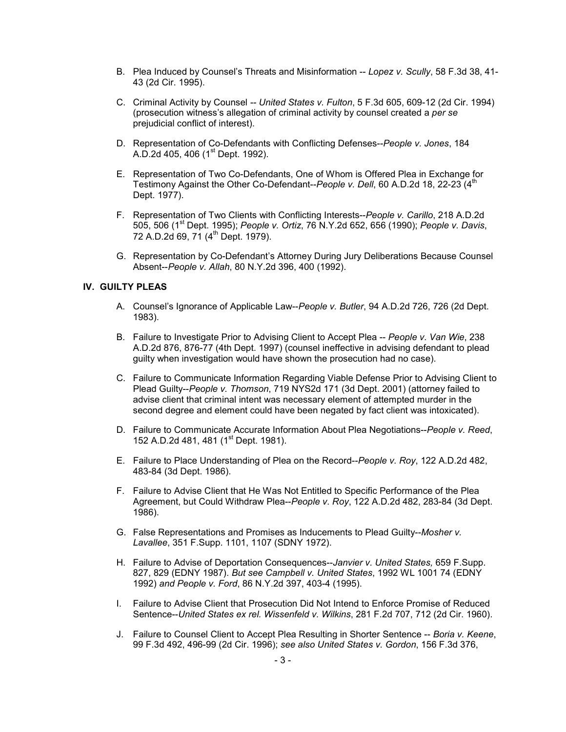B. Plea Induced by Counsel's Threats and Misinformation -- *Lopez v. Scully*, 58 F.3d 38, 41-43 (2d Cir. 1995).

C. Criminal Activity by Counsel -- *United States v. Fulton*, 5 F.3d 605, 609-12 (2d Cir. 1994) (prosecution witness's allegation of criminal activity by counsel created a *per se* prejudicial conflict of interest).

D. Representation of Co-Defendants with Conflicting Defenses--*People v. Jones*, 184 A.D.2d 405, 406 (1st Dept. 1992).

E. Representation of Two Co-Defendants, One of Whom is Offered Plea in Exchange for Testimony Against the Other Co-Defendant--*People v. Dell*, 60 A.D.2d 18, 22-23 (4th Dept. 1977).

F. Representation of Two Clients with Conflicting Interests--*People v. Carillo*, 218 A.D.2d 505, 506 (1st Dept. 1995); *People v. Ortiz*, 76 N.Y.2d 652, 656 (1990); *People v. Davis*, 72 A.D.2d 69, 71 (4th Dept. 1979).

G. Representation by Co-Defendant's Attorney During Jury Deliberations Because Counsel Absent--*People v. Allah*, 80 N.Y.2d 396, 400 (1992).

## IV. GUILTY PLEAS

A. Counsel's Ignorance of Applicable Law--*People v. Butler*, 94 A.D.2d 726, 726 (2d Dept. 1983).

B. Failure to Investigate Prior to Advising Client to Accept Plea -- *People v. Van Wie*, 238 A.D.2d 876, 876-77 (4th Dept. 1997) (counsel ineffective in advising defendant to plead guilty when investigation would have shown the prosecution had no case).

C. Failure to Communicate Information Regarding Viable Defense Prior to Advising Client to Plead Guilty--*People v. Thomson*, 719 NYS2d 171 (3d Dept. 2001) (attorney failed to advise client that criminal intent was necessary element of attempted murder in the second degree and element could have been negated by fact client was intoxicated).

D. Failure to Communicate Accurate Information About Plea Negotiations--*People v. Reed*, 152 A.D.2d 481, 481 (1st Dept. 1981).

E. Failure to Place Understanding of Plea on the Record--*People v. Roy*, 122 A.D.2d 482, 483-84 (3d Dept. 1986).

F. Failure to Advise Client that He Was Not Entitled to Specific Performance of the Plea Agreement, but Could Withdraw Plea--*People v. Roy*, 122 A.D.2d 482, 283-84 (3d Dept. 1986).

G. False Representations and Promises as Inducements to Plead Guilty--*Mosher v. Lavallee*, 351 F.Supp. 1101, 1107 (SDNY 1972).

H. Failure to Advise of Deportation Consequences--*Janvier v. United States,* 659 F.Supp. 827, 829 (EDNY 1987). *But see Campbell v. United States*, 1992 WL 1001 74 (EDNY 1992) *and People v. Ford*, 86 N.Y.2d 397, 403-4 (1995).

I. Failure to Advise Client that Prosecution Did Not Intend to Enforce Promise of Reduced Sentence--*United States ex rel. Wissenfeld v. Wilkins*, 281 F.2d 707, 712 (2d Cir. 1960).

J. Failure to Counsel Client to Accept Plea Resulting in Shorter Sentence -- *Boria v. Keene*, 99 F.3d 492, 496-99 (2d Cir. 1996); *see also United States v. Gordon*, 156 F.3d 376,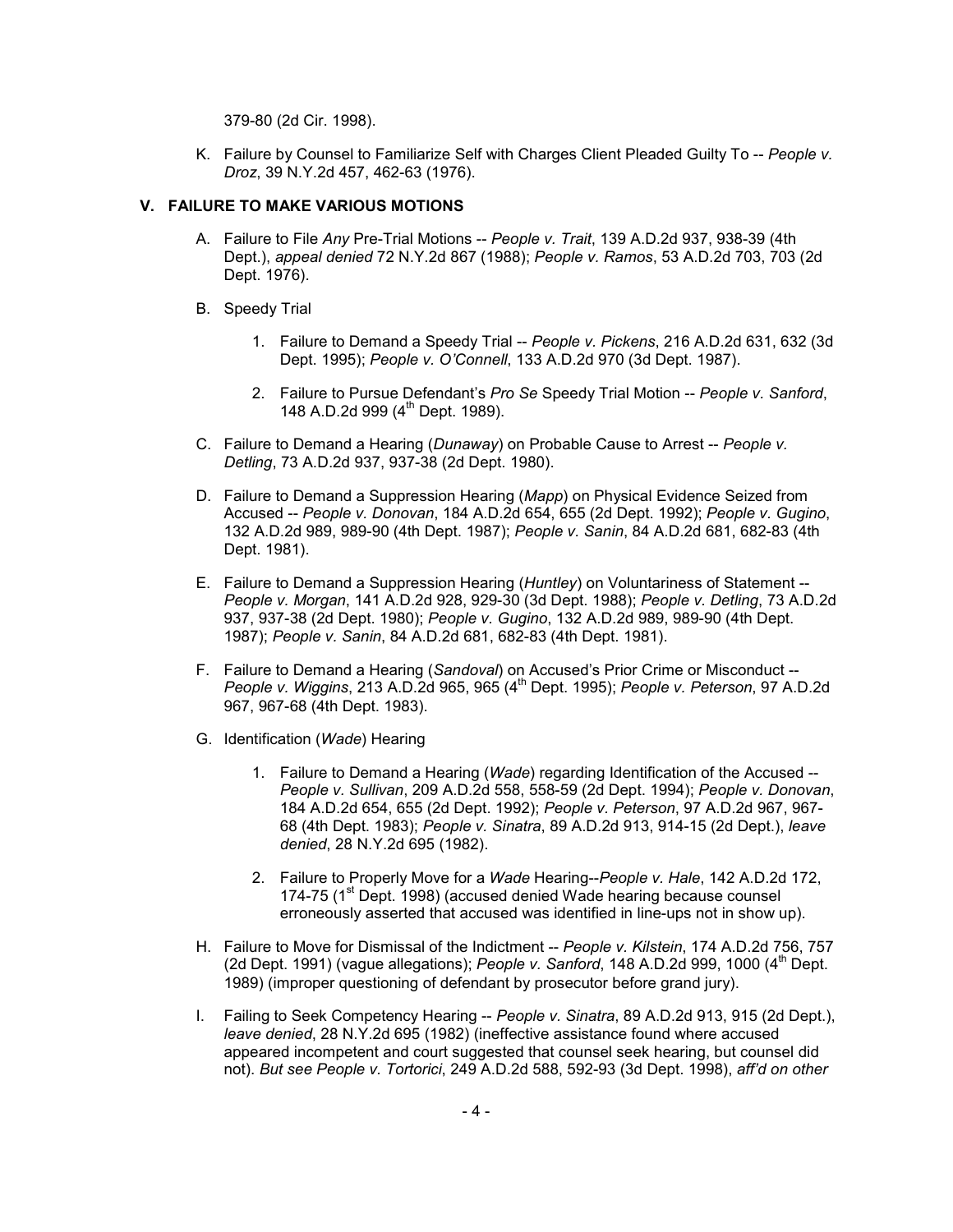379-80 (2d Cir. 1998).

K. Failure by Counsel to Familiarize Self with Charges Client Pleaded Guilty To -- *People v. Droz*, 39 N.Y.2d 457, 462-63 (1976).

## V. FAILURE TO MAKE VARIOUS MOTIONS

A. Failure to File *Any* Pre-Trial Motions -- *People v. Trait*, 139 A.D.2d 937, 938-39 (4th Dept.), *appeal denied* 72 N.Y.2d 867 (1988); *People v. Ramos*, 53 A.D.2d 703, 703 (2d Dept. 1976).

B. Speedy Trial

1. Failure to Demand a Speedy Trial -- *People v. Pickens*, 216 A.D.2d 631, 632 (3d Dept. 1995); *People v. O'Connell*, 133 A.D.2d 970 (3d Dept. 1987).

2. Failure to Pursue Defendant's *Pro Se* Speedy Trial Motion -- *People v. Sanford*, 148 A.D.2d 999 (4th Dept. 1989).

C. Failure to Demand a Hearing (*Dunaway*) on Probable Cause to Arrest -- *People v. Detling*, 73 A.D.2d 937, 937-38 (2d Dept. 1980).

D. Failure to Demand a Suppression Hearing (*Mapp*) on Physical Evidence Seized from Accused -- *People v. Donovan*, 184 A.D.2d 654, 655 (2d Dept. 1992); *People v. Gugino*, 132 A.D.2d 989, 989-90 (4th Dept. 1987); *People v. Sanin*, 84 A.D.2d 681, 682-83 (4th Dept. 1981).

E. Failure to Demand a Suppression Hearing (*Huntley*) on Voluntariness of Statement -- *People v. Morgan*, 141 A.D.2d 928, 929-30 (3d Dept. 1988); *People v. Detling*, 73 A.D.2d 937, 937-38 (2d Dept. 1980); *People v. Gugino*, 132 A.D.2d 989, 989-90 (4th Dept. 1987); *People v. Sanin*, 84 A.D.2d 681, 682-83 (4th Dept. 1981).

F. Failure to Demand a Hearing (*Sandoval*) on Accused's Prior Crime or Misconduct -- *People v. Wiggins*, 213 A.D.2d 965, 965 (4th Dept. 1995); *People v. Peterson*, 97 A.D.2d 967, 967-68 (4th Dept. 1983).

G. Identification (*Wade*) Hearing

1. Failure to Demand a Hearing (*Wade*) regarding Identification of the Accused -- *People v. Sullivan*, 209 A.D.2d 558, 558-59 (2d Dept. 1994); *People v. Donovan*, 184 A.D.2d 654, 655 (2d Dept. 1992); *People v. Peterson*, 97 A.D.2d 967, 967-68 (4th Dept. 1983); *People v. Sinatra*, 89 A.D.2d 913, 914-15 (2d Dept.), *leave denied*, 28 N.Y.2d 695 (1982).

2. Failure to Properly Move for a *Wade* Hearing--*People v. Hale*, 142 A.D.2d 172, 174-75 (1st Dept. 1998) (accused denied Wade hearing because counsel erroneously asserted that accused was identified in line-ups not in show up).

H. Failure to Move for Dismissal of the Indictment -- *People v. Kilstein*, 174 A.D.2d 756, 757 (2d Dept. 1991) (vague allegations); *People v. Sanford*, 148 A.D.2d 999, 1000 (4th Dept. 1989) (improper questioning of defendant by prosecutor before grand jury).

I. Failing to Seek Competency Hearing -- *People v. Sinatra*, 89 A.D.2d 913, 915 (2d Dept.), *leave denied*, 28 N.Y.2d 695 (1982) (ineffective assistance found where accused appeared incompetent and court suggested that counsel seek hearing, but counsel did not). *But see People v. Tortorici*, 249 A.D.2d 588, 592-93 (3d Dept. 1998), *aff'd on other*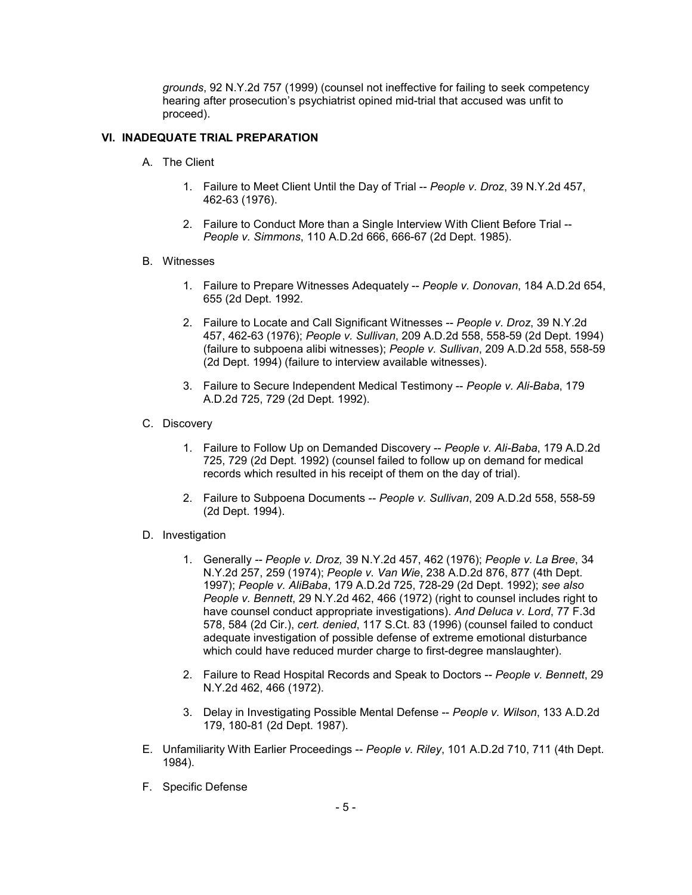*grounds*, 92 N.Y.2d 757 (1999) (counsel not ineffective for failing to seek competency hearing after prosecution's psychiatrist opined mid-trial that accused was unfit to proceed).

## VI. INADEQUATE TRIAL PREPARATION

A. The Client

1. Failure to Meet Client Until the Day of Trial -- *People v. Droz*, 39 N.Y.2d 457, 462-63 (1976).

2. Failure to Conduct More than a Single Interview With Client Before Trial -- *People v. Simmons*, 110 A.D.2d 666, 666-67 (2d Dept. 1985).

B. Witnesses

1. Failure to Prepare Witnesses Adequately -- *People v. Donovan*, 184 A.D.2d 654, 655 (2d Dept. 1992.

2. Failure to Locate and Call Significant Witnesses -- *People v. Droz*, 39 N.Y.2d 457, 462-63 (1976); *People v. Sullivan*, 209 A.D.2d 558, 558-59 (2d Dept. 1994) (failure to subpoena alibi witnesses); *People v. Sullivan*, 209 A.D.2d 558, 558-59 (2d Dept. 1994) (failure to interview available witnesses).

3. Failure to Secure Independent Medical Testimony -- *People v. Ali-Baba*, 179 A.D.2d 725, 729 (2d Dept. 1992).

C. Discovery

1. Failure to Follow Up on Demanded Discovery -- *People v. Ali-Baba*, 179 A.D.2d 725, 729 (2d Dept. 1992) (counsel failed to follow up on demand for medical records which resulted in his receipt of them on the day of trial).

2. Failure to Subpoena Documents -- *People v. Sullivan*, 209 A.D.2d 558, 558-59 (2d Dept. 1994).

D. Investigation

1. Generally -- *People v. Droz,* 39 N.Y.2d 457, 462 (1976); *People v. La Bree*, 34 N.Y.2d 257, 259 (1974); *People v. Van Wie*, 238 A.D.2d 876, 877 (4th Dept. 1997); *People v. AliBaba*, 179 A.D.2d 725, 728-29 (2d Dept. 1992); *see also People v. Bennett*, 29 N.Y.2d 462, 466 (1972) (right to counsel includes right to have counsel conduct appropriate investigations). *And Deluca v. Lord*, 77 F.3d 578, 584 (2d Cir.), *cert. denied*, 117 S.Ct. 83 (1996) (counsel failed to conduct adequate investigation of possible defense of extreme emotional disturbance which could have reduced murder charge to first-degree manslaughter).

2. Failure to Read Hospital Records and Speak to Doctors -- *People v. Bennett*, 29 N.Y.2d 462, 466 (1972).

3. Delay in Investigating Possible Mental Defense -- *People v. Wilson*, 133 A.D.2d 179, 180-81 (2d Dept. 1987).

E. Unfamiliarity With Earlier Proceedings -- *People v. Riley*, 101 A.D.2d 710, 711 (4th Dept. 1984).

F. Specific Defense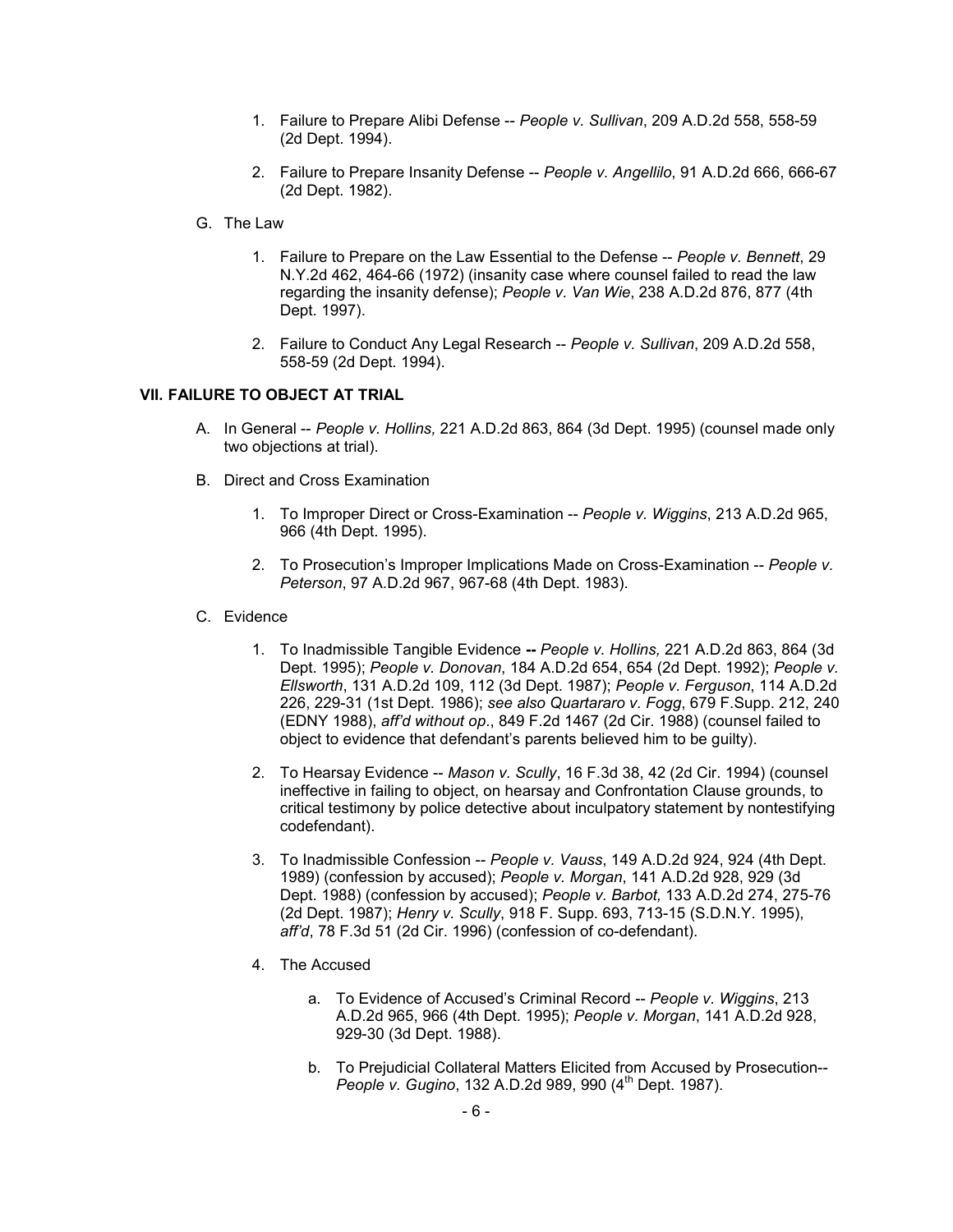1. Failure to Prepare Alibi Defense -- *People v. Sullivan*, 209 A.D.2d 558, 558-59 (2d Dept. 1994).

2. Failure to Prepare Insanity Defense -- *People v. Angellilo*, 91 A.D.2d 666, 666-67 (2d Dept. 1982).

G. The Law

1. Failure to Prepare on the Law Essential to the Defense -- *People v. Bennett*, 29 N.Y.2d 462, 464-66 (1972) (insanity case where counsel failed to read the law regarding the insanity defense); *People v. Van Wie*, 238 A.D.2d 876, 877 (4th Dept. 1997).

2. Failure to Conduct Any Legal Research -- *People v. Sullivan*, 209 A.D.2d 558, 558-59 (2d Dept. 1994).

## VII. FAILURE TO OBJECT AT TRIAL

A. In General -- *People v. Hollins,* 221 A.D.2d 863, 864 (3d Dept. 1995) (counsel made only two objections at trial).

B. Direct and Cross Examination

1. To Improper Direct or Cross-Examination -- *People v. Wiggins*, 213 A.D.2d 965, 966 (4th Dept. 1995).

2. To Prosecution's Improper Implications Made on Cross-Examination -- *People v. Peterson*, 97 A.D.2d 967, 967-68 (4th Dept. 1983).

C. Evidence

1. To Inadmissible Tangible Evidence **--** *People v. Hollins,* 221 A.D.2d 863, 864 (3d Dept. 1995); *People v. Donovan*, 184 A.D.2d 654, 654 (2d Dept. 1992); *People v. Ellsworth*, 131 A.D.2d 109, 112 (3d Dept. 1987); *People v. Ferguson*, 114 A.D.2d 226, 229-31 (1st Dept. 1986); *see also Quartararo v. Fogg*, 679 F.Supp. 212, 240 (EDNY 1988), *aff'd without op*., 849 F.2d 1467 (2d Cir. 1988) (counsel failed to object to evidence that defendant's parents believed him to be guilty).

2. To Hearsay Evidence -- *Mason v. Scully*, 16 F.3d 38, 42 (2d Cir. 1994) (counsel ineffective in failing to object, on hearsay and Confrontation Clause grounds, to critical testimony by police detective about inculpatory statement by nontestifying codefendant).

3. To Inadmissible Confession -- *People v. Vauss*, 149 A.D.2d 924, 924 (4th Dept. 1989) (confession by accused); *People v. Morgan*, 141 A.D.2d 928, 929 (3d Dept. 1988) (confession by accused); *People v. Barbot,* 133 A.D.2d 274, 275-76 (2d Dept. 1987); *Henry v. Scully*, 918 F. Supp. 693, 713-15 (S.D.N.Y. 1995), *aff'd*, 78 F.3d 51 (2d Cir. 1996) (confession of co-defendant).

4. The Accused

   a. To Evidence of Accused's Criminal Record -- *People v. Wiggins*, 213 A.D.2d 965, 966 (4th Dept. 1995); *People v. Morgan*, 141 A.D.2d 928, 929-30 (3d Dept. 1988).

   b. To Prejudicial Collateral Matters Elicited from Accused by Prosecution-- *People v. Gugino*, 132 A.D.2d 989, 990 (4th Dept. 1987).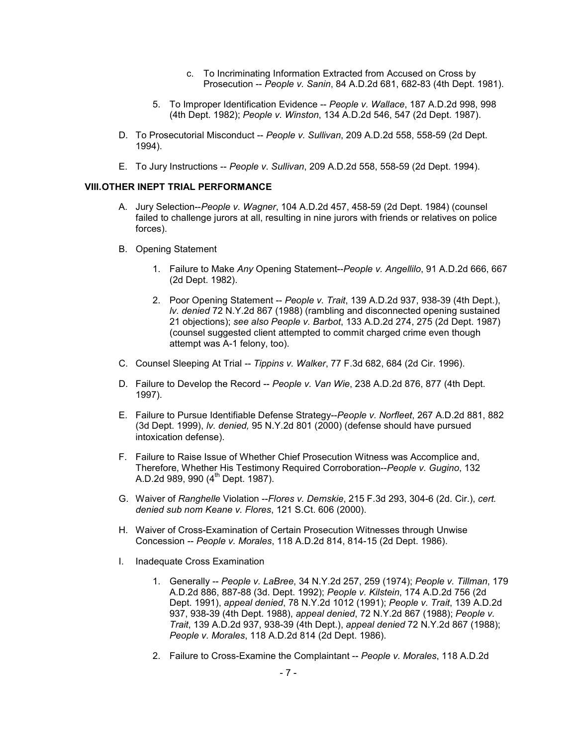c. To Incriminating Information Extracted from Accused on Cross by Prosecution -- *People v. Sanin*, 84 A.D.2d 681, 682-83 (4th Dept. 1981).

5. To Improper Identification Evidence -- *People v. Wallace*, 187 A.D.2d 998, 998 (4th Dept. 1982); *People v. Winston*, 134 A.D.2d 546, 547 (2d Dept. 1987).

D. To Prosecutorial Misconduct -- *People v. Sullivan*, 209 A.D.2d 558, 558-59 (2d Dept. 1994).

E. To Jury Instructions -- *People v. Sullivan*, 209 A.D.2d 558, 558-59 (2d Dept. 1994).

## VIII. OTHER INEPT TRIAL PERFORMANCE

A. Jury Selection--*People v. Wagner*, 104 A.D.2d 457, 458-59 (2d Dept. 1984) (counsel failed to challenge jurors at all, resulting in nine jurors with friends or relatives on police forces).

B. Opening Statement

1. Failure to Make *Any* Opening Statement--*People v. Angellilo*, 91 A.D.2d 666, 667 (2d Dept. 1982).

2. Poor Opening Statement -- *People v. Trait*, 139 A.D.2d 937, 938-39 (4th Dept.), *lv. denied* 72 N.Y.2d 867 (1988) (rambling and disconnected opening sustained 21 objections); *see also People v. Barbot*, 133 A.D.2d 274, 275 (2d Dept. 1987) (counsel suggested client attempted to commit charged crime even though attempt was A-1 felony, too).

C. Counsel Sleeping At Trial -- *Tippins v. Walker*, 77 F.3d 682, 684 (2d Cir. 1996).

D. Failure to Develop the Record -- *People v. Van Wie*, 238 A.D.2d 876, 877 (4th Dept. 1997).

E. Failure to Pursue Identifiable Defense Strategy--*People v. Norfleet*, 267 A.D.2d 881, 882 (3d Dept. 1999), *lv. denied,* 95 N.Y.2d 801 (2000) (defense should have pursued intoxication defense).

F. Failure to Raise Issue of Whether Chief Prosecution Witness was Accomplice and, Therefore, Whether His Testimony Required Corroboration--*People v. Gugino*, 132 A.D.2d 989, 990 (4th Dept. 1987).

G. Waiver of *Ranghelle* Violation --*Flores v. Demskie*, 215 F.3d 293, 304-6 (2d. Cir.), *cert. denied sub nom Keane v. Flores*, 121 S.Ct. 606 (2000).

H. Waiver of Cross-Examination of Certain Prosecution Witnesses through Unwise Concession -- *People v. Morales*, 118 A.D.2d 814, 814-15 (2d Dept. 1986).

I. Inadequate Cross Examination

1. Generally -- *People v. LaBree*, 34 N.Y.2d 257, 259 (1974); *People v. Tillman*, 179 A.D.2d 886, 887-88 (3d. Dept. 1992); *People v. Kilstein*, 174 A.D.2d 756 (2d Dept. 1991), *appeal denied*, 78 N.Y.2d 1012 (1991); *People v. Trait*, 139 A.D.2d 937, 938-39 (4th Dept. 1988), *appeal denied*, 72 N.Y.2d 867 (1988); *People v. Trait*, 139 A.D.2d 937, 938-39 (4th Dept.), *appeal denied* 72 N.Y.2d 867 (1988); *People v. Morales*, 118 A.D.2d 814 (2d Dept. 1986).

2. Failure to Cross-Examine the Complaintant -- *People v. Morales*, 118 A.D.2d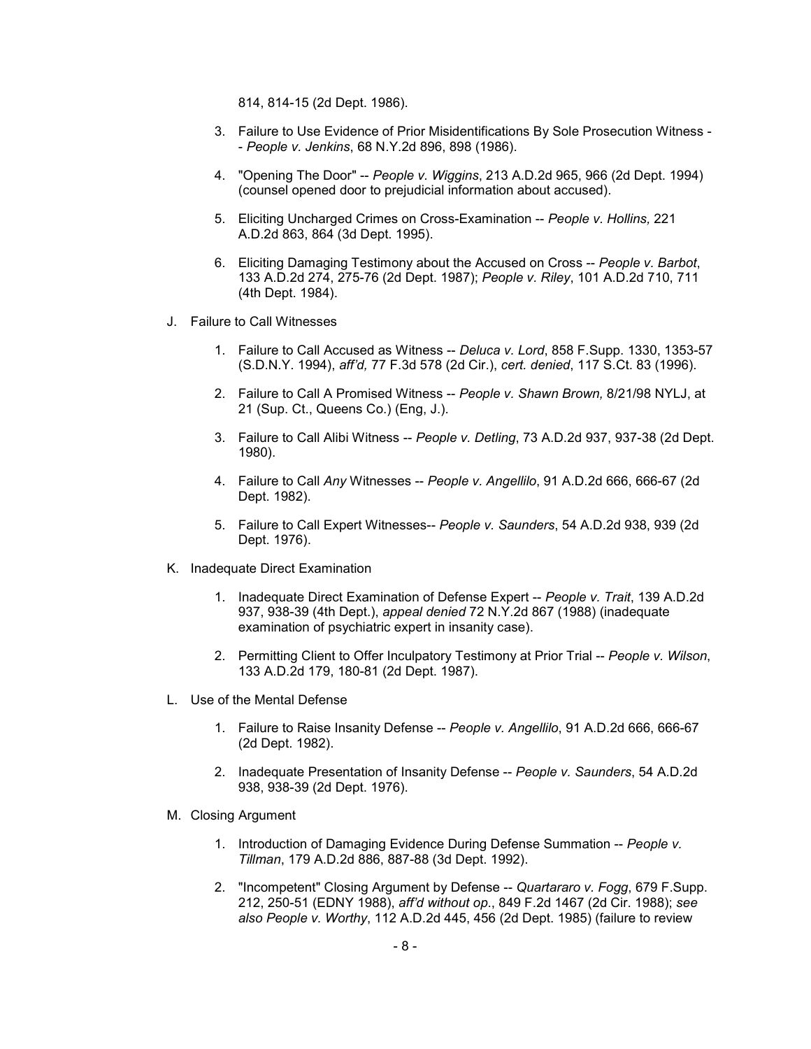814, 814-15 (2d Dept. 1986).

3. Failure to Use Evidence of Prior Misidentifications By Sole Prosecution Witness -- *People v. Jenkins*, 68 N.Y.2d 896, 898 (1986).

4. "Opening The Door" -- *People v. Wiggins*, 213 A.D.2d 965, 966 (2d Dept. 1994) (counsel opened door to prejudicial information about accused).

5. Eliciting Uncharged Crimes on Cross-Examination -- *People v. Hollins,* 221 A.D.2d 863, 864 (3d Dept. 1995).

6. Eliciting Damaging Testimony about the Accused on Cross -- *People v. Barbot*, 133 A.D.2d 274, 275-76 (2d Dept. 1987); *People v. Riley*, 101 A.D.2d 710, 711 (4th Dept. 1984).

J. Failure to Call Witnesses

1. Failure to Call Accused as Witness -- *Deluca v. Lord*, 858 F.Supp. 1330, 1353-57 (S.D.N.Y. 1994), *aff'd,* 77 F.3d 578 (2d Cir.), *cert. denied*, 117 S.Ct. 83 (1996).

2. Failure to Call A Promised Witness -- *People v. Shawn Brown,* 8/21/98 NYLJ, at 21 (Sup. Ct., Queens Co.) (Eng, J.).

3. Failure to Call Alibi Witness -- *People v. Detling*, 73 A.D.2d 937, 937-38 (2d Dept. 1980).

4. Failure to Call *Any* Witnesses -- *People v. Angellilo*, 91 A.D.2d 666, 666-67 (2d Dept. 1982).

5. Failure to Call Expert Witnesses-- *People v. Saunders*, 54 A.D.2d 938, 939 (2d Dept. 1976).

K. Inadequate Direct Examination

1. Inadequate Direct Examination of Defense Expert -- *People v. Trait*, 139 A.D.2d 937, 938-39 (4th Dept.), *appeal denied* 72 N.Y.2d 867 (1988) (inadequate examination of psychiatric expert in insanity case).

2. Permitting Client to Offer Inculpatory Testimony at Prior Trial -- *People v. Wilson*, 133 A.D.2d 179, 180-81 (2d Dept. 1987).

L. Use of the Mental Defense

1. Failure to Raise Insanity Defense -- *People v. Angellilo*, 91 A.D.2d 666, 666-67 (2d Dept. 1982).

2. Inadequate Presentation of Insanity Defense -- *People v. Saunders*, 54 A.D.2d 938, 938-39 (2d Dept. 1976).

M. Closing Argument

1. Introduction of Damaging Evidence During Defense Summation -- *People v. Tillman*, 179 A.D.2d 886, 887-88 (3d Dept. 1992).

2. "Incompetent" Closing Argument by Defense -- *Quartararo v. Fogg*, 679 F.Supp. 212, 250-51 (EDNY 1988), *aff'd without op.*, 849 F.2d 1467 (2d Cir. 1988); *see also People v. Worthy*, 112 A.D.2d 445, 456 (2d Dept. 1985) (failure to review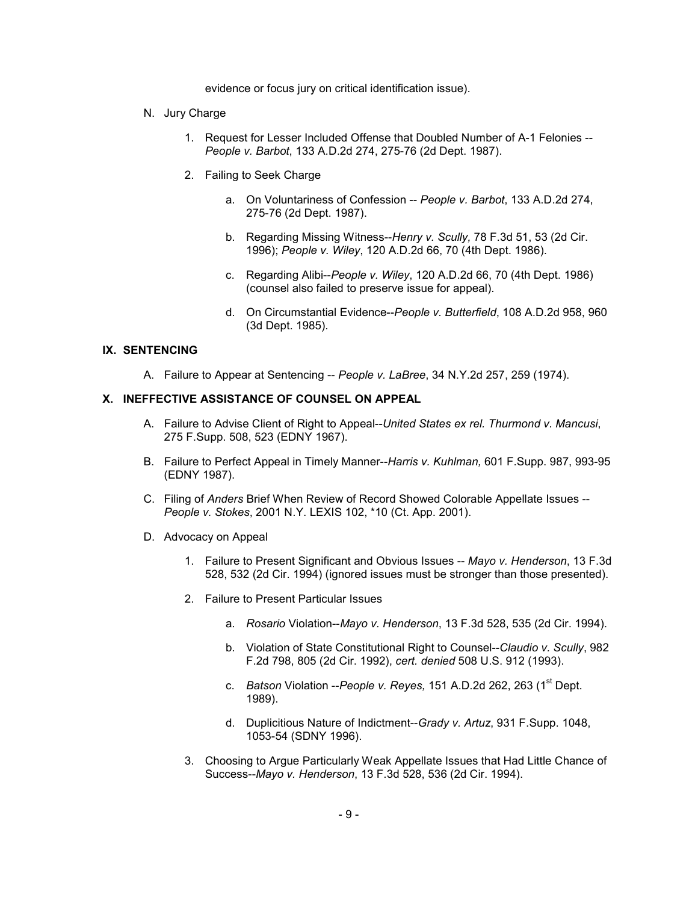evidence or focus jury on critical identification issue).

N. Jury Charge

1. Request for Lesser Included Offense that Doubled Number of A-1 Felonies -- *People v. Barbot*, 133 A.D.2d 274, 275-76 (2d Dept. 1987).

2. Failing to Seek Charge

   a. On Voluntariness of Confession -- *People v. Barbot*, 133 A.D.2d 274, 275-76 (2d Dept. 1987).

   b. Regarding Missing Witness--*Henry v. Scully,* 78 F.3d 51, 53 (2d Cir. 1996); *People v. Wiley*, 120 A.D.2d 66, 70 (4th Dept. 1986).

   c. Regarding Alibi--*People v. Wiley*, 120 A.D.2d 66, 70 (4th Dept. 1986) (counsel also failed to preserve issue for appeal).

   d. On Circumstantial Evidence--*People v. Butterfield*, 108 A.D.2d 958, 960 (3d Dept. 1985).

## IX. SENTENCING

A. Failure to Appear at Sentencing -- *People v. LaBree*, 34 N.Y.2d 257, 259 (1974).

## X. INEFFECTIVE ASSISTANCE OF COUNSEL ON APPEAL

A. Failure to Advise Client of Right to Appeal--*United States ex rel. Thurmond v. Mancusi*, 275 F.Supp. 508, 523 (EDNY 1967).

B. Failure to Perfect Appeal in Timely Manner--*Harris v. Kuhlman,* 601 F.Supp. 987, 993-95 (EDNY 1987).

C. Filing of *Anders* Brief When Review of Record Showed Colorable Appellate Issues -- *People v. Stokes*, 2001 N.Y. LEXIS 102, *10 (Ct. App. 2001).

D. Advocacy on Appeal

1. Failure to Present Significant and Obvious Issues -- *Mayo v. Henderson*, 13 F.3d 528, 532 (2d Cir. 1994) (ignored issues must be stronger than those presented).

2. Failure to Present Particular Issues

   a. *Rosario* Violation--*Mayo v. Henderson*, 13 F.3d 528, 535 (2d Cir. 1994).

   b. Violation of State Constitutional Right to Counsel--*Claudio v. Scully*, 982 F.2d 798, 805 (2d Cir. 1992), *cert. denied* 508 U.S. 912 (1993).

   c. *Batson* Violation --*People v. Reyes,* 151 A.D.2d 262, 263 (1st Dept. 1989).

   d. Duplicitious Nature of Indictment--*Grady v. Artuz*, 931 F.Supp. 1048, 1053-54 (SDNY 1996).

3. Choosing to Argue Particularly Weak Appellate Issues that Had Little Chance of Success--*Mayo v. Henderson*, 13 F.3d 528, 536 (2d Cir. 1994).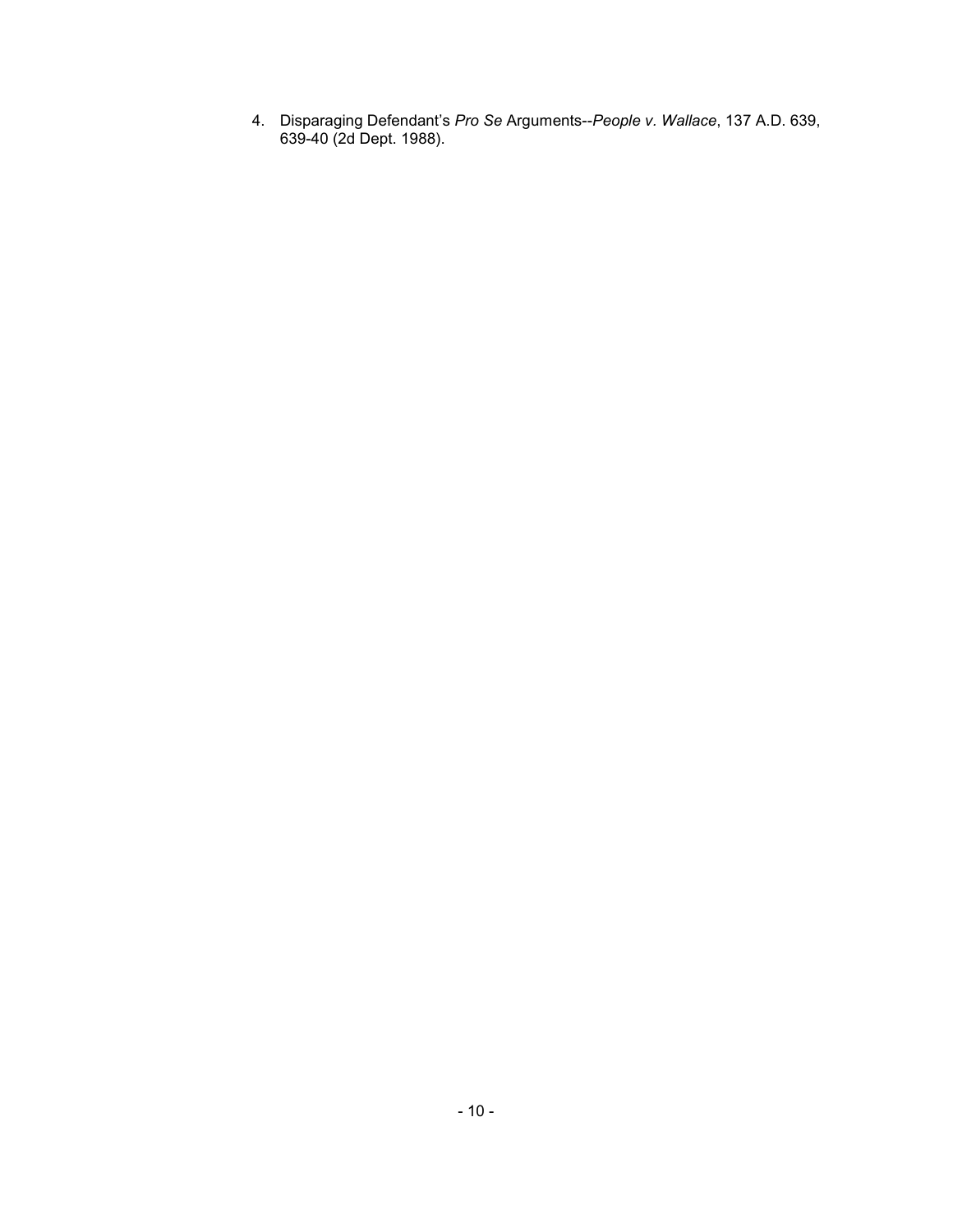4. Disparaging Defendant's *Pro Se* Arguments--*People v. Wallace*, 137 A.D. 639, 639-40 (2d Dept. 1988).